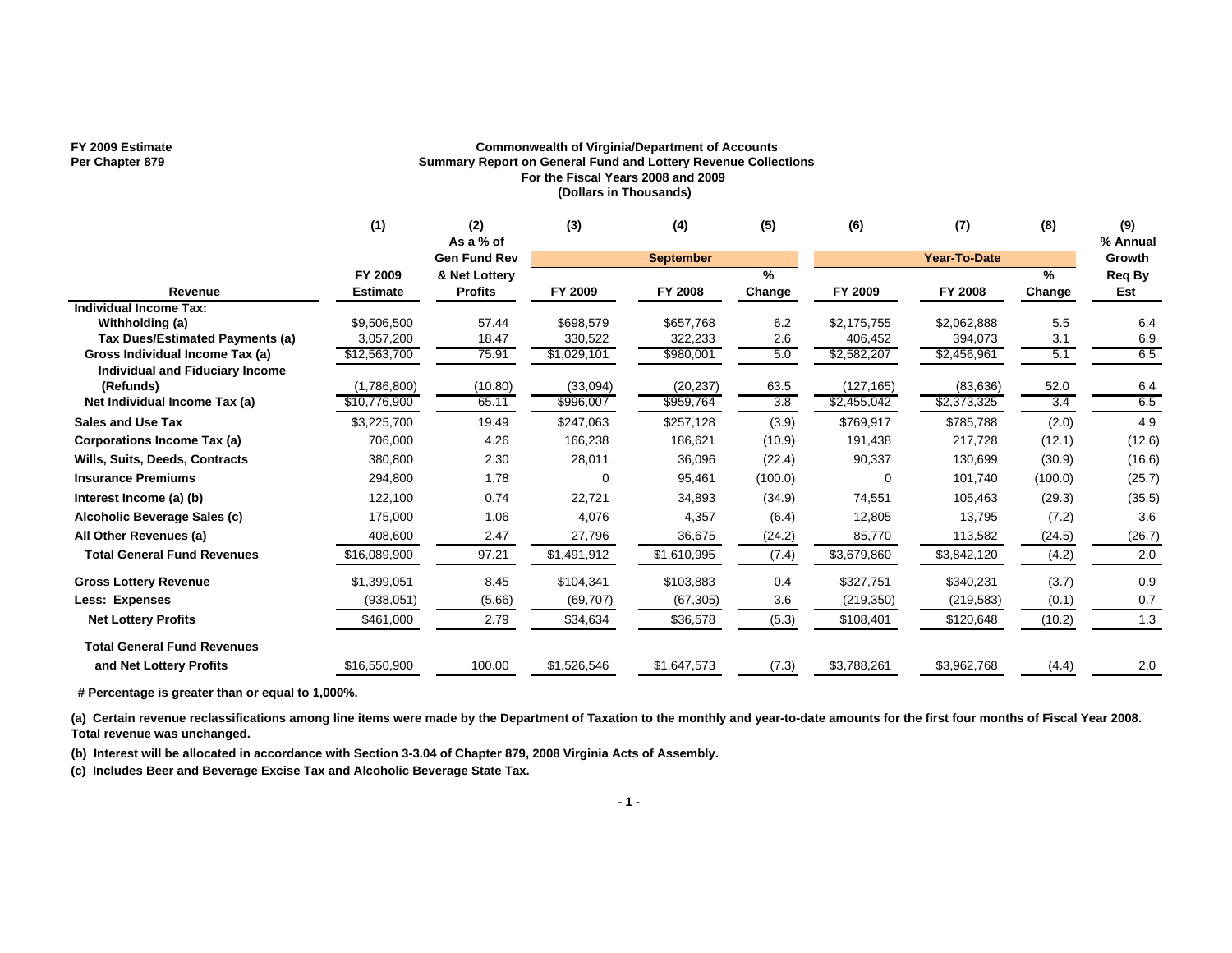FY 2009 Estimate
Per Chapter 879

**Commonwealth of Virginia/Department of Accounts**
**Summary Report on General Fund and Lottery Revenue Collections**
**For the Fiscal Years 2008 and 2009**
**(Dollars in Thousands)**

| | (1) | (2) | (3) | (4) | (5) | (6) | (7) | (8) | (9) |
|---|---|---|---|---|---|---|---|---|---|
| | | As a % of Gen Fund Rev & Net Lottery Profits | September | | | Year-To-Date | | | % Annual Growth Req By Est |
| Revenue | FY 2009 Estimate | | FY 2009 | FY 2008 | % Change | FY 2009 | FY 2008 | % Change | |
| **Individual Income Tax:** | | | | | | | | | |
| Withholding (a) | $9,506,500 | 57.44 | $698,579 | $657,768 | 6.2 | $2,175,755 | $2,062,888 | 5.5 | 6.4 |
| Tax Dues/Estimated Payments (a) | 3,057,200 | 18.47 | 330,522 | 322,233 | 2.6 | 406,452 | 394,073 | 3.1 | 6.9 |
| Gross Individual Income Tax (a) | $12,563,700 | 75.91 | $1,029,101 | $980,001 | 5.0 | $2,582,207 | $2,456,961 | 5.1 | 6.5 |
| Individual and Fiduciary Income (Refunds) | (1,786,800) | (10.80) | (33,094) | (20,237) | 63.5 | (127,165) | (83,636) | 52.0 | 6.4 |
| Net Individual Income Tax (a) | $10,776,900 | 65.11 | $996,007 | $959,764 | 3.8 | $2,455,042 | $2,373,325 | 3.4 | 6.5 |
| Sales and Use Tax | $3,225,700 | 19.49 | $247,063 | $257,128 | (3.9) | $769,917 | $785,788 | (2.0) | 4.9 |
| Corporations Income Tax (a) | 706,000 | 4.26 | 166,238 | 186,621 | (10.9) | 191,438 | 217,728 | (12.1) | (12.6) |
| Wills, Suits, Deeds, Contracts | 380,800 | 2.30 | 28,011 | 36,096 | (22.4) | 90,337 | 130,699 | (30.9) | (16.6) |
| Insurance Premiums | 294,800 | 1.78 | 0 | 95,461 | (100.0) | 0 | 101,740 | (100.0) | (25.7) |
| Interest Income (a) (b) | 122,100 | 0.74 | 22,721 | 34,893 | (34.9) | 74,551 | 105,463 | (29.3) | (35.5) |
| Alcoholic Beverage Sales (c) | 175,000 | 1.06 | 4,076 | 4,357 | (6.4) | 12,805 | 13,795 | (7.2) | 3.6 |
| All Other Revenues (a) | 408,600 | 2.47 | 27,796 | 36,675 | (24.2) | 85,770 | 113,582 | (24.5) | (26.7) |
| Total General Fund Revenues | $16,089,900 | 97.21 | $1,491,912 | $1,610,995 | (7.4) | $3,679,860 | $3,842,120 | (4.2) | 2.0 |
| Gross Lottery Revenue | $1,399,051 | 8.45 | $104,341 | $103,883 | 0.4 | $327,751 | $340,231 | (3.7) | 0.9 |
| Less: Expenses | (938,051) | (5.66) | (69,707) | (67,305) | 3.6 | (219,350) | (219,583) | (0.1) | 0.7 |
| Net Lottery Profits | $461,000 | 2.79 | $34,634 | $36,578 | (5.3) | $108,401 | $120,648 | (10.2) | 1.3 |
| Total General Fund Revenues and Net Lottery Profits | $16,550,900 | 100.00 | $1,526,546 | $1,647,573 | (7.3) | $3,788,261 | $3,962,768 | (4.4) | 2.0 |

**# Percentage is greater than or equal to 1,000%.**

**(a) Certain revenue reclassifications among line items were made by the Department of Taxation to the monthly and year-to-date amounts for the first four months of Fiscal Year 2008. Total revenue was unchanged.**

**(b) Interest will be allocated in accordance with Section 3-3.04 of Chapter 879, 2008 Virginia Acts of Assembly.**

**(c) Includes Beer and Beverage Excise Tax and Alcoholic Beverage State Tax.**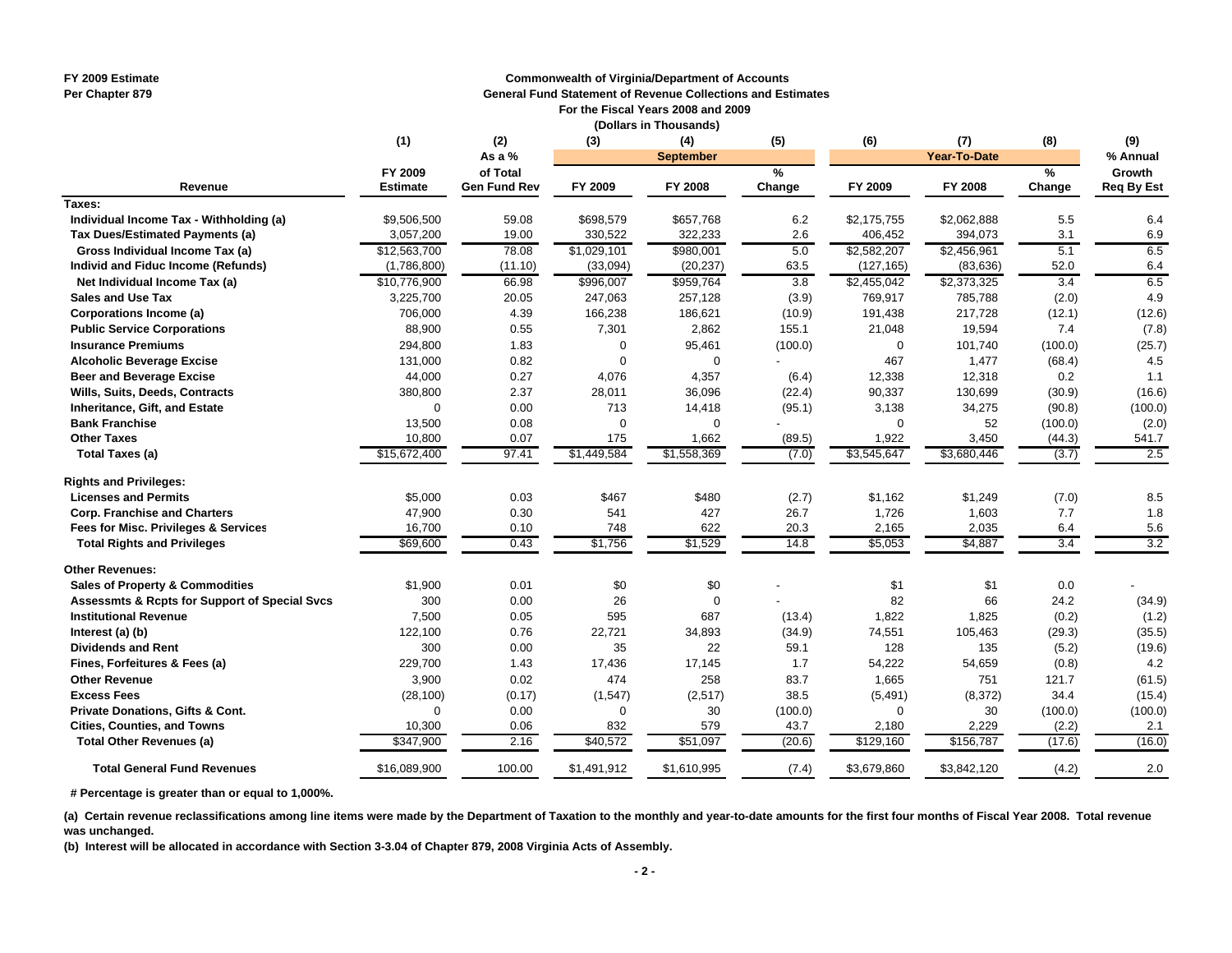FY 2009 Estimate
Per Chapter 879

## Commonwealth of Virginia/Department of Accounts
### General Fund Statement of Revenue Collections and Estimates
### For the Fiscal Years 2008 and 2009
### (Dollars in Thousands)

| Revenue | (1) FY 2009 Estimate | (2) As a % of Total Gen Fund Rev | (3) September FY 2009 | (4) September FY 2008 | (5) September % Change | (6) Year-To-Date FY 2009 | (7) Year-To-Date FY 2008 | (8) Year-To-Date % Change | (9) % Annual Growth Req By Est |
|---|---|---|---|---|---|---|---|---|---|
| **Taxes:** | | | | | | | | | |
| Individual Income Tax - Withholding (a) | $9,506,500 | 59.08 | $698,579 | $657,768 | 6.2 | $2,175,755 | $2,062,888 | 5.5 | 6.4 |
| Tax Dues/Estimated Payments (a) | 3,057,200 | 19.00 | 330,522 | 322,233 | 2.6 | 406,452 | 394,073 | 3.1 | 6.9 |
| Gross Individual Income Tax (a) | $12,563,700 | 78.08 | $1,029,101 | $980,001 | 5.0 | $2,582,207 | $2,456,961 | 5.1 | 6.5 |
| Individ and Fiduc Income (Refunds) | (1,786,800) | (11.10) | (33,094) | (20,237) | 63.5 | (127,165) | (83,636) | 52.0 | 6.4 |
| Net Individual Income Tax (a) | $10,776,900 | 66.98 | $996,007 | $959,764 | 3.8 | $2,455,042 | $2,373,325 | 3.4 | 6.5 |
| Sales and Use Tax | 3,225,700 | 20.05 | 247,063 | 257,128 | (3.9) | 769,917 | 785,788 | (2.0) | 4.9 |
| Corporations Income (a) | 706,000 | 4.39 | 166,238 | 186,621 | (10.9) | 191,438 | 217,728 | (12.1) | (12.6) |
| Public Service Corporations | 88,900 | 0.55 | 7,301 | 2,862 | 155.1 | 21,048 | 19,594 | 7.4 | (7.8) |
| Insurance Premiums | 294,800 | 1.83 | 0 | 95,461 | (100.0) | 0 | 101,740 | (100.0) | (25.7) |
| Alcoholic Beverage Excise | 131,000 | 0.82 | 0 | 0 | - | 467 | 1,477 | (68.4) | 4.5 |
| Beer and Beverage Excise | 44,000 | 0.27 | 4,076 | 4,357 | (6.4) | 12,338 | 12,318 | 0.2 | 1.1 |
| Wills, Suits, Deeds, Contracts | 380,800 | 2.37 | 28,011 | 36,096 | (22.4) | 90,337 | 130,699 | (30.9) | (16.6) |
| Inheritance, Gift, and Estate | 0 | 0.00 | 713 | 14,418 | (95.1) | 3,138 | 34,275 | (90.8) | (100.0) |
| Bank Franchise | 13,500 | 0.08 | 0 | 0 | - | 0 | 52 | (100.0) | (2.0) |
| Other Taxes | 10,800 | 0.07 | 175 | 1,662 | (89.5) | 1,922 | 3,450 | (44.3) | 541.7 |
| Total Taxes (a) | $15,672,400 | 97.41 | $1,449,584 | $1,558,369 | (7.0) | $3,545,647 | $3,680,446 | (3.7) | 2.5 |
| **Rights and Privileges:** | | | | | | | | | |
| Licenses and Permits | $5,000 | 0.03 | $467 | $480 | (2.7) | $1,162 | $1,249 | (7.0) | 8.5 |
| Corp. Franchise and Charters | 47,900 | 0.30 | 541 | 427 | 26.7 | 1,726 | 1,603 | 7.7 | 1.8 |
| Fees for Misc. Privileges & Services | 16,700 | 0.10 | 748 | 622 | 20.3 | 2,165 | 2,035 | 6.4 | 5.6 |
| Total Rights and Privileges | $69,600 | 0.43 | $1,756 | $1,529 | 14.8 | $5,053 | $4,887 | 3.4 | 3.2 |
| **Other Revenues:** | | | | | | | | | |
| Sales of Property & Commodities | $1,900 | 0.01 | $0 | $0 | - | $1 | $1 | 0.0 | - |
| Assessmts & Rcpts for Support of Special Svcs | 300 | 0.00 | 26 | 0 | - | 82 | 66 | 24.2 | (34.9) |
| Institutional Revenue | 7,500 | 0.05 | 595 | 687 | (13.4) | 1,822 | 1,825 | (0.2) | (1.2) |
| Interest (a) (b) | 122,100 | 0.76 | 22,721 | 34,893 | (34.9) | 74,551 | 105,463 | (29.3) | (35.5) |
| Dividends and Rent | 300 | 0.00 | 35 | 22 | 59.1 | 128 | 135 | (5.2) | (19.6) |
| Fines, Forfeitures & Fees (a) | 229,700 | 1.43 | 17,436 | 17,145 | 1.7 | 54,222 | 54,659 | (0.8) | 4.2 |
| Other Revenue | 3,900 | 0.02 | 474 | 258 | 83.7 | 1,665 | 751 | 121.7 | (61.5) |
| Excess Fees | (28,100) | (0.17) | (1,547) | (2,517) | 38.5 | (5,491) | (8,372) | 34.4 | (15.4) |
| Private Donations, Gifts & Cont. | 0 | 0.00 | 0 | 30 | (100.0) | 0 | 30 | (100.0) | (100.0) |
| Cities, Counties, and Towns | 10,300 | 0.06 | 832 | 579 | 43.7 | 2,180 | 2,229 | (2.2) | 2.1 |
| Total Other Revenues (a) | $347,900 | 2.16 | $40,572 | $51,097 | (20.6) | $129,160 | $156,787 | (17.6) | (16.0) |
| **Total General Fund Revenues** | $16,089,900 | 100.00 | $1,491,912 | $1,610,995 | (7.4) | $3,679,860 | $3,842,120 | (4.2) | 2.0 |

**# Percentage is greater than or equal to 1,000%.**

**(a) Certain revenue reclassifications among line items were made by the Department of Taxation to the monthly and year-to-date amounts for the first four months of Fiscal Year 2008. Total revenue was unchanged.**

**(b) Interest will be allocated in accordance with Section 3-3.04 of Chapter 879, 2008 Virginia Acts of Assembly.**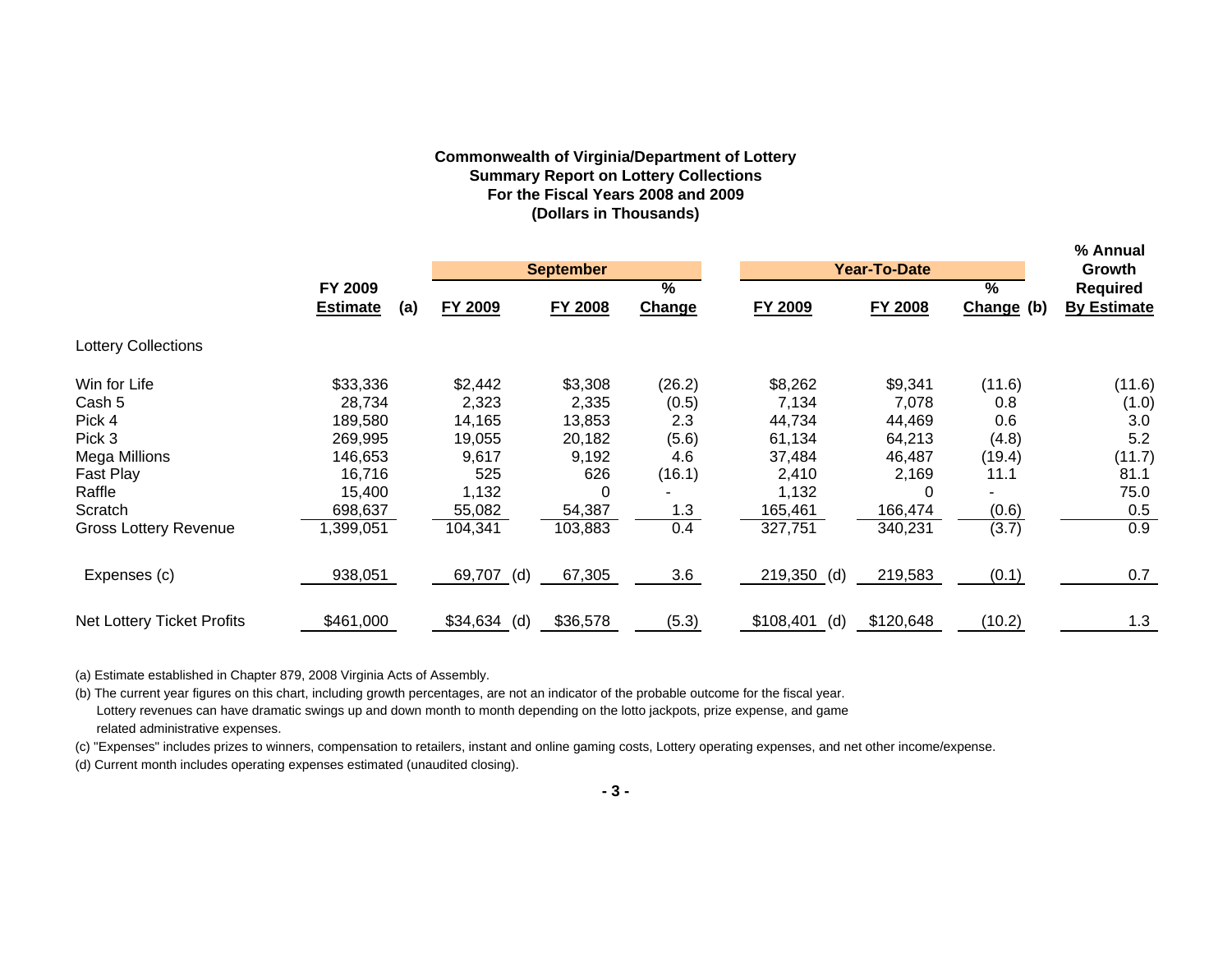**Commonwealth of Virginia/Department of Lottery**
**Summary Report on Lottery Collections**
**For the Fiscal Years 2008 and 2009**
**(Dollars in Thousands)**

| | FY 2009 Estimate (a) | September FY 2009 | September FY 2008 | September % Change | Year-To-Date FY 2009 | Year-To-Date FY 2008 | Year-To-Date % Change (b) | % Annual Growth Required By Estimate |
|---|---|---|---|---|---|---|---|---|
| **Lottery Collections** | | | | | | | | |
| Win for Life | $33,336 | $2,442 | $3,308 | (26.2) | $8,262 | $9,341 | (11.6) | (11.6) |
| Cash 5 | 28,734 | 2,323 | 2,335 | (0.5) | 7,134 | 7,078 | 0.8 | (1.0) |
| Pick 4 | 189,580 | 14,165 | 13,853 | 2.3 | 44,734 | 44,469 | 0.6 | 3.0 |
| Pick 3 | 269,995 | 19,055 | 20,182 | (5.6) | 61,134 | 64,213 | (4.8) | 5.2 |
| Mega Millions | 146,653 | 9,617 | 9,192 | 4.6 | 37,484 | 46,487 | (19.4) | (11.7) |
| Fast Play | 16,716 | 525 | 626 | (16.1) | 2,410 | 2,169 | 11.1 | 81.1 |
| Raffle | 15,400 | 1,132 | 0 | - | 1,132 | 0 | - | 75.0 |
| Scratch | 698,637 | 55,082 | 54,387 | 1.3 | 165,461 | 166,474 | (0.6) | 0.5 |
| Gross Lottery Revenue | 1,399,051 | 104,341 | 103,883 | 0.4 | 327,751 | 340,231 | (3.7) | 0.9 |
| Expenses (c) | 938,051 | 69,707 (d) | 67,305 | 3.6 | 219,350 (d) | 219,583 | (0.1) | 0.7 |
| Net Lottery Ticket Profits | $461,000 | $34,634 (d) | $36,578 | (5.3) | $108,401 (d) | $120,648 | (10.2) | 1.3 |

(a) Estimate established in Chapter 879, 2008 Virginia Acts of Assembly.

(b) The current year figures on this chart, including growth percentages, are not an indicator of the probable outcome for the fiscal year. Lottery revenues can have dramatic swings up and down month to month depending on the lotto jackpots, prize expense, and game related administrative expenses.

(c) "Expenses" includes prizes to winners, compensation to retailers, instant and online gaming costs, Lottery operating expenses, and net other income/expense.

(d) Current month includes operating expenses estimated (unaudited closing).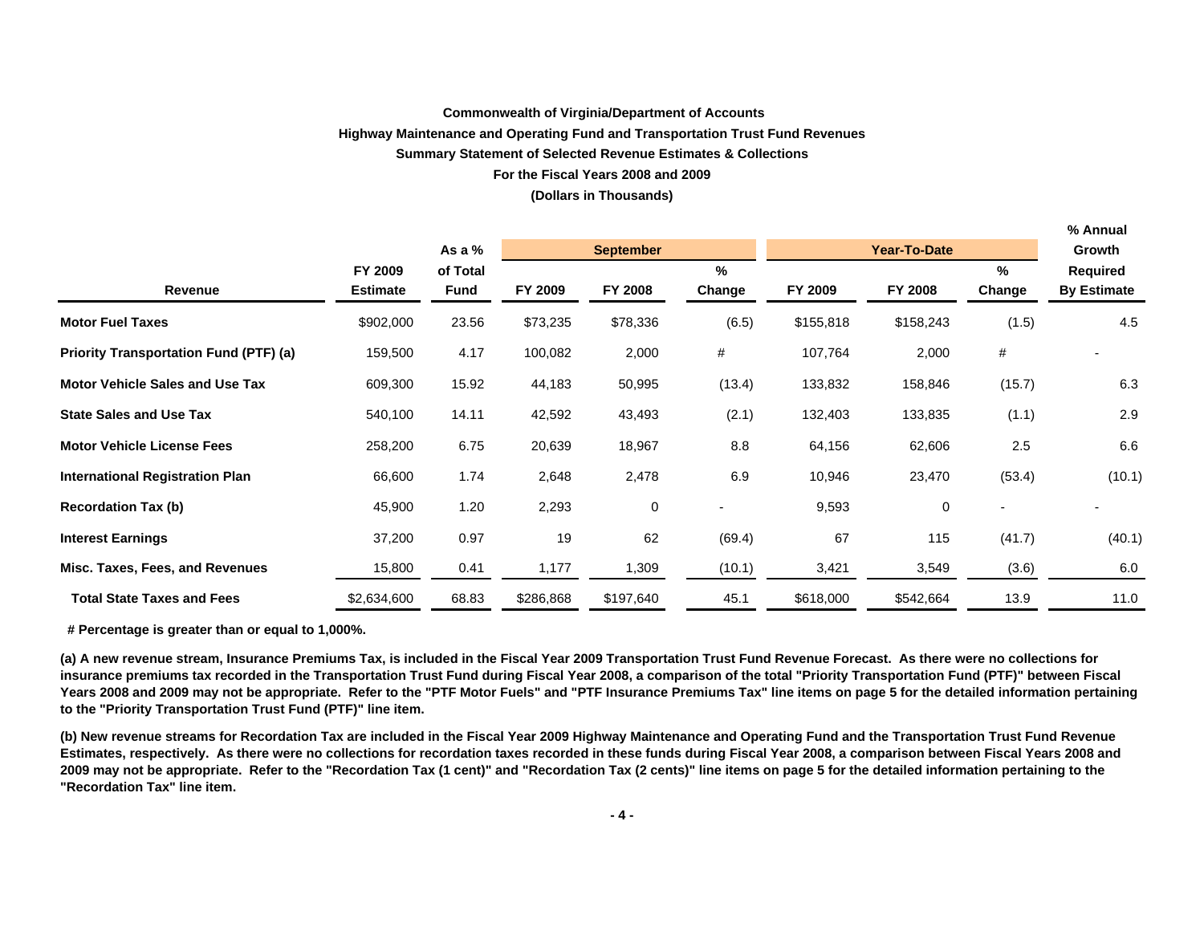**Commonwealth of Virginia/Department of Accounts**

**Highway Maintenance and Operating Fund and Transportation Trust Fund Revenues**

**Summary Statement of Selected Revenue Estimates & Collections**

**For the Fiscal Years 2008 and 2009**

**(Dollars in Thousands)**

| Revenue | FY 2009 Estimate | As a % of Total Fund | September FY 2009 | September FY 2008 | September % Change | Year-To-Date FY 2009 | Year-To-Date FY 2008 | Year-To-Date % Change | % Annual Growth Required By Estimate |
|---|---|---|---|---|---|---|---|---|---|
| **Motor Fuel Taxes** | $902,000 | 23.56 | $73,235 | $78,336 | (6.5) | $155,818 | $158,243 | (1.5) | 4.5 |
| **Priority Transportation Fund (PTF) (a)** | 159,500 | 4.17 | 100,082 | 2,000 | # | 107,764 | 2,000 | # | - |
| **Motor Vehicle Sales and Use Tax** | 609,300 | 15.92 | 44,183 | 50,995 | (13.4) | 133,832 | 158,846 | (15.7) | 6.3 |
| **State Sales and Use Tax** | 540,100 | 14.11 | 42,592 | 43,493 | (2.1) | 132,403 | 133,835 | (1.1) | 2.9 |
| **Motor Vehicle License Fees** | 258,200 | 6.75 | 20,639 | 18,967 | 8.8 | 64,156 | 62,606 | 2.5 | 6.6 |
| **International Registration Plan** | 66,600 | 1.74 | 2,648 | 2,478 | 6.9 | 10,946 | 23,470 | (53.4) | (10.1) |
| **Recordation Tax (b)** | 45,900 | 1.20 | 2,293 | 0 | - | 9,593 | 0 | - | - |
| **Interest Earnings** | 37,200 | 0.97 | 19 | 62 | (69.4) | 67 | 115 | (41.7) | (40.1) |
| **Misc. Taxes, Fees, and Revenues** | 15,800 | 0.41 | 1,177 | 1,309 | (10.1) | 3,421 | 3,549 | (3.6) | 6.0 |
| **Total State Taxes and Fees** | $2,634,600 | 68.83 | $286,868 | $197,640 | 45.1 | $618,000 | $542,664 | 13.9 | 11.0 |

**# Percentage is greater than or equal to 1,000%.**

**(a) A new revenue stream, Insurance Premiums Tax, is included in the Fiscal Year 2009 Transportation Trust Fund Revenue Forecast. As there were no collections for insurance premiums tax recorded in the Transportation Trust Fund during Fiscal Year 2008, a comparison of the total "Priority Transportation Fund (PTF)" between Fiscal Years 2008 and 2009 may not be appropriate. Refer to the "PTF Motor Fuels" and "PTF Insurance Premiums Tax" line items on page 5 for the detailed information pertaining to the "Priority Transportation Trust Fund (PTF)" line item.**

**(b) New revenue streams for Recordation Tax are included in the Fiscal Year 2009 Highway Maintenance and Operating Fund and the Transportation Trust Fund Revenue Estimates, respectively. As there were no collections for recordation taxes recorded in these funds during Fiscal Year 2008, a comparison between Fiscal Years 2008 and 2009 may not be appropriate. Refer to the "Recordation Tax (1 cent)" and "Recordation Tax (2 cents)" line items on page 5 for the detailed information pertaining to the "Recordation Tax" line item.**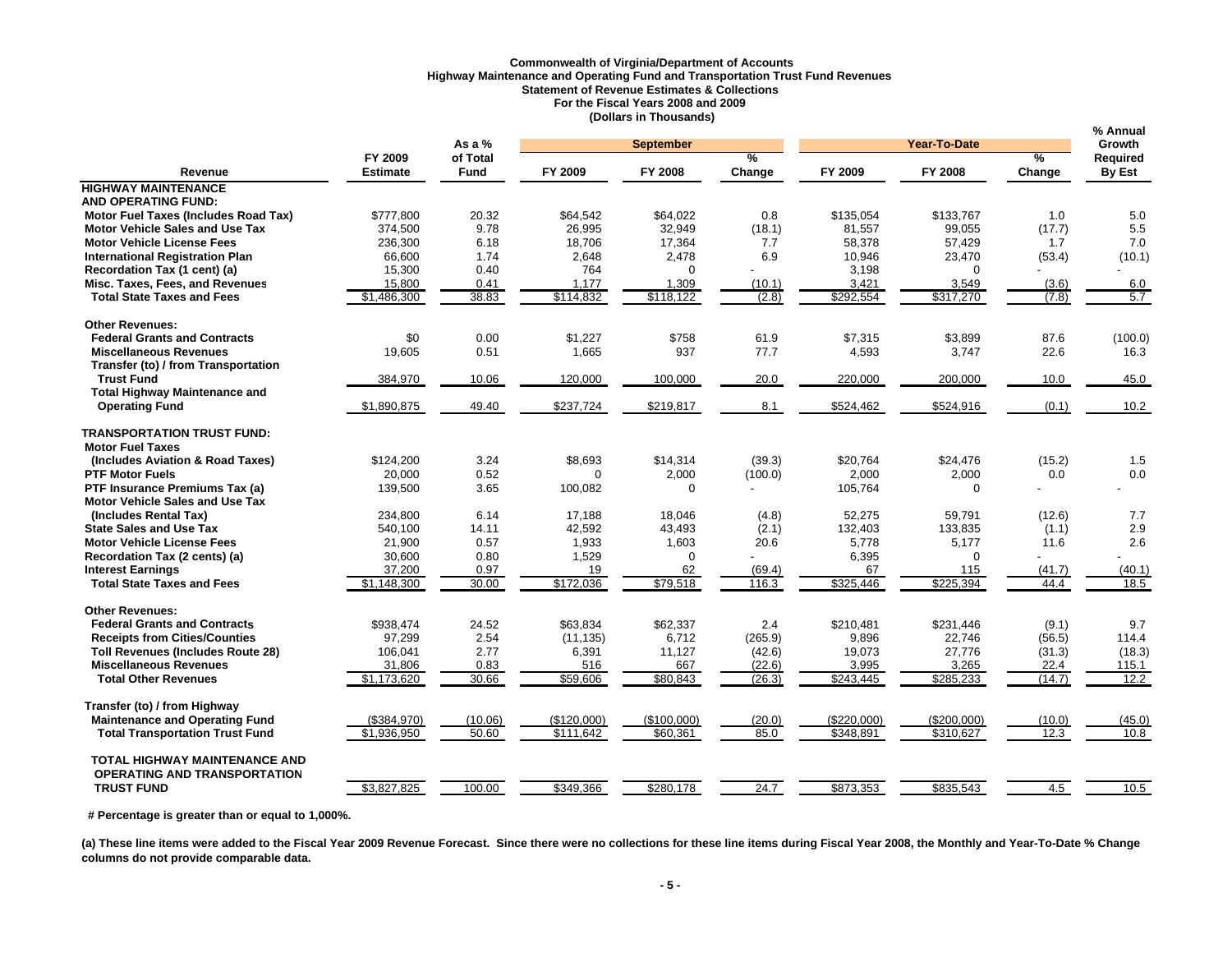**Commonwealth of Virginia/Department of Accounts**
**Highway Maintenance and Operating Fund and Transportation Trust Fund Revenues**
**Statement of Revenue Estimates & Collections**
**For the Fiscal Years 2008 and 2009**
**(Dollars in Thousands)**

| Revenue | FY 2009 Estimate | As a % of Total Fund | September | | | Year-To-Date | | | % Annual Growth Required By Est |
|---|---|---|---|---|---|---|---|---|---|
| | | | FY 2009 | FY 2008 | % Change | FY 2009 | FY 2008 | % Change | |
| **HIGHWAY MAINTENANCE AND OPERATING FUND:** | | | | | | | | | |
| **Motor Fuel Taxes (Includes Road Tax)** | $777,800 | 20.32 | $64,542 | $64,022 | 0.8 | $135,054 | $133,767 | 1.0 | 5.0 |
| **Motor Vehicle Sales and Use Tax** | 374,500 | 9.78 | 26,995 | 32,949 | (18.1) | 81,557 | 99,055 | (17.7) | 5.5 |
| **Motor Vehicle License Fees** | 236,300 | 6.18 | 18,706 | 17,364 | 7.7 | 58,378 | 57,429 | 1.7 | 7.0 |
| **International Registration Plan** | 66,600 | 1.74 | 2,648 | 2,478 | 6.9 | 10,946 | 23,470 | (53.4) | (10.1) |
| **Recordation Tax (1 cent) (a)** | 15,300 | 0.40 | 764 | 0 | - | 3,198 | 0 | - | - |
| **Misc. Taxes, Fees, and Revenues** | 15,800 | 0.41 | 1,177 | 1,309 | (10.1) | 3,421 | 3,549 | (3.6) | 6.0 |
| **Total State Taxes and Fees** | $1,486,300 | 38.83 | $114,832 | $118,122 | (2.8) | $292,554 | $317,270 | (7.8) | 5.7 |
| **Other Revenues:** | | | | | | | | | |
| **Federal Grants and Contracts** | $0 | 0.00 | $1,227 | $758 | 61.9 | $7,315 | $3,899 | 87.6 | (100.0) |
| **Miscellaneous Revenues** | 19,605 | 0.51 | 1,665 | 937 | 77.7 | 4,593 | 3,747 | 22.6 | 16.3 |
| **Transfer (to) / from Transportation Trust Fund** | 384,970 | 10.06 | 120,000 | 100,000 | 20.0 | 220,000 | 200,000 | 10.0 | 45.0 |
| **Total Highway Maintenance and Operating Fund** | $1,890,875 | 49.40 | $237,724 | $219,817 | 8.1 | $524,462 | $524,916 | (0.1) | 10.2 |
| **TRANSPORTATION TRUST FUND:** | | | | | | | | | |
| **Motor Fuel Taxes (Includes Aviation & Road Taxes)** | $124,200 | 3.24 | $8,693 | $14,314 | (39.3) | $20,764 | $24,476 | (15.2) | 1.5 |
| **PTF Motor Fuels** | 20,000 | 0.52 | 0 | 2,000 | (100.0) | 2,000 | 2,000 | 0.0 | 0.0 |
| **PTF Insurance Premiums Tax (a)** | 139,500 | 3.65 | 100,082 | 0 | - | 105,764 | 0 | - | - |
| **Motor Vehicle Sales and Use Tax (Includes Rental Tax)** | 234,800 | 6.14 | 17,188 | 18,046 | (4.8) | 52,275 | 59,791 | (12.6) | 7.7 |
| **State Sales and Use Tax** | 540,100 | 14.11 | 42,592 | 43,493 | (2.1) | 132,403 | 133,835 | (1.1) | 2.9 |
| **Motor Vehicle License Fees** | 21,900 | 0.57 | 1,933 | 1,603 | 20.6 | 5,778 | 5,177 | 11.6 | 2.6 |
| **Recordation Tax (2 cents) (a)** | 30,600 | 0.80 | 1,529 | 0 | - | 6,395 | 0 | - | - |
| **Interest Earnings** | 37,200 | 0.97 | 19 | 62 | (69.4) | 67 | 115 | (41.7) | (40.1) |
| **Total State Taxes and Fees** | $1,148,300 | 30.00 | $172,036 | $79,518 | 116.3 | $325,446 | $225,394 | 44.4 | 18.5 |
| **Other Revenues:** | | | | | | | | | |
| **Federal Grants and Contracts** | $938,474 | 24.52 | $63,834 | $62,337 | 2.4 | $210,481 | $231,446 | (9.1) | 9.7 |
| **Receipts from Cities/Counties** | 97,299 | 2.54 | (11,135) | 6,712 | (265.9) | 9,896 | 22,746 | (56.5) | 114.4 |
| **Toll Revenues (Includes Route 28)** | 106,041 | 2.77 | 6,391 | 11,127 | (42.6) | 19,073 | 27,776 | (31.3) | (18.3) |
| **Miscellaneous Revenues** | 31,806 | 0.83 | 516 | 667 | (22.6) | 3,995 | 3,265 | 22.4 | 115.1 |
| **Total Other Revenues** | $1,173,620 | 30.66 | $59,606 | $80,843 | (26.3) | $243,445 | $285,233 | (14.7) | 12.2 |
| **Transfer (to) / from Highway Maintenance and Operating Fund** | ($384,970) | (10.06) | ($120,000) | ($100,000) | (20.0) | ($220,000) | ($200,000) | (10.0) | (45.0) |
| **Total Transportation Trust Fund** | $1,936,950 | 50.60 | $111,642 | $60,361 | 85.0 | $348,891 | $310,627 | 12.3 | 10.8 |
| **TOTAL HIGHWAY MAINTENANCE AND OPERATING AND TRANSPORTATION TRUST FUND** | $3,827,825 | 100.00 | $349,366 | $280,178 | 24.7 | $873,353 | $835,543 | 4.5 | 10.5 |

**# Percentage is greater than or equal to 1,000%.**

**(a) These line items were added to the Fiscal Year 2009 Revenue Forecast. Since there were no collections for these line items during Fiscal Year 2008, the Monthly and Year-To-Date % Change columns do not provide comparable data.**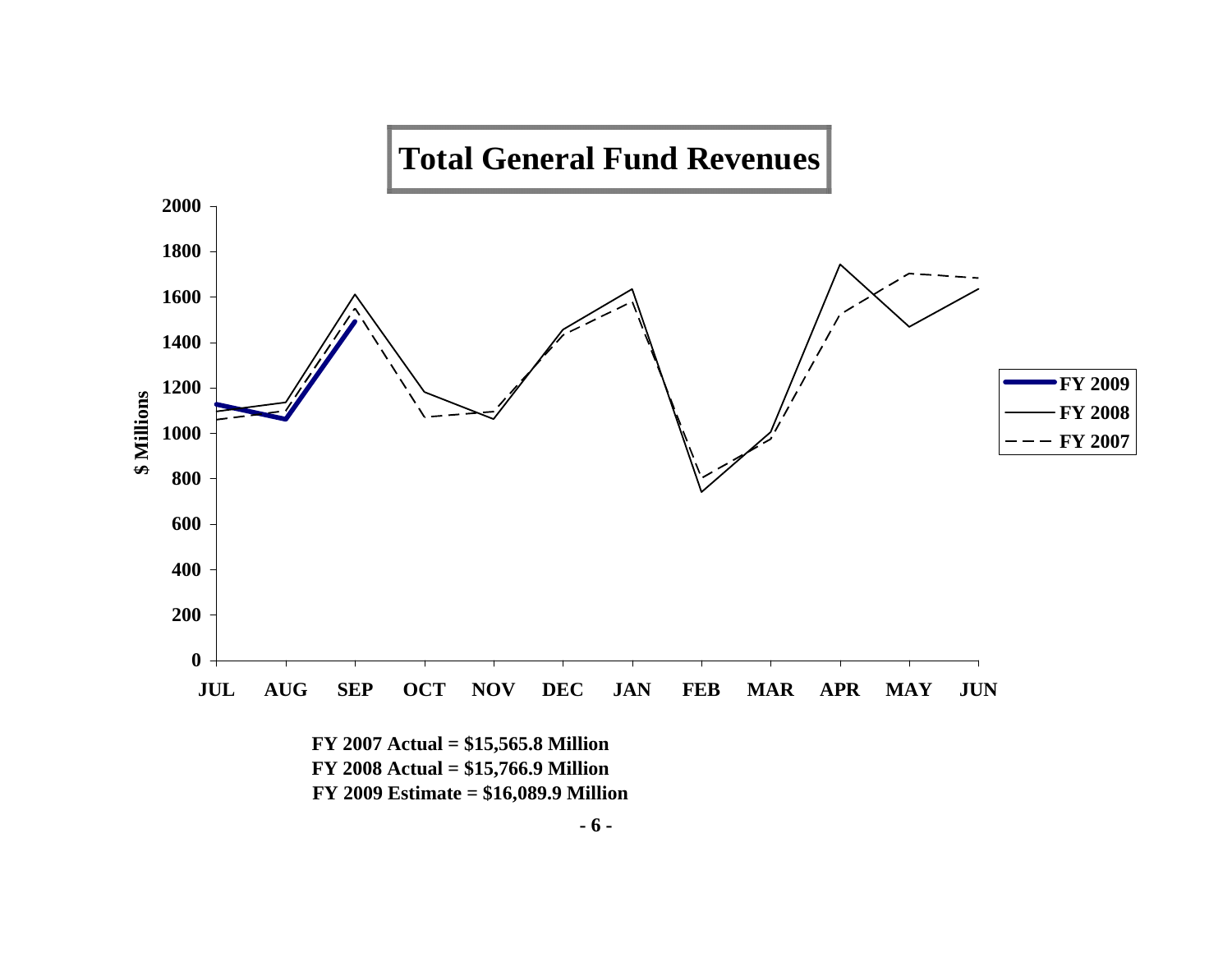# Total General Fund Revenues

FY 2007 Actual = $15,565.8 Million
FY 2008 Actual = $15,766.9 Million
FY 2009 Estimate = $16,089.9 Million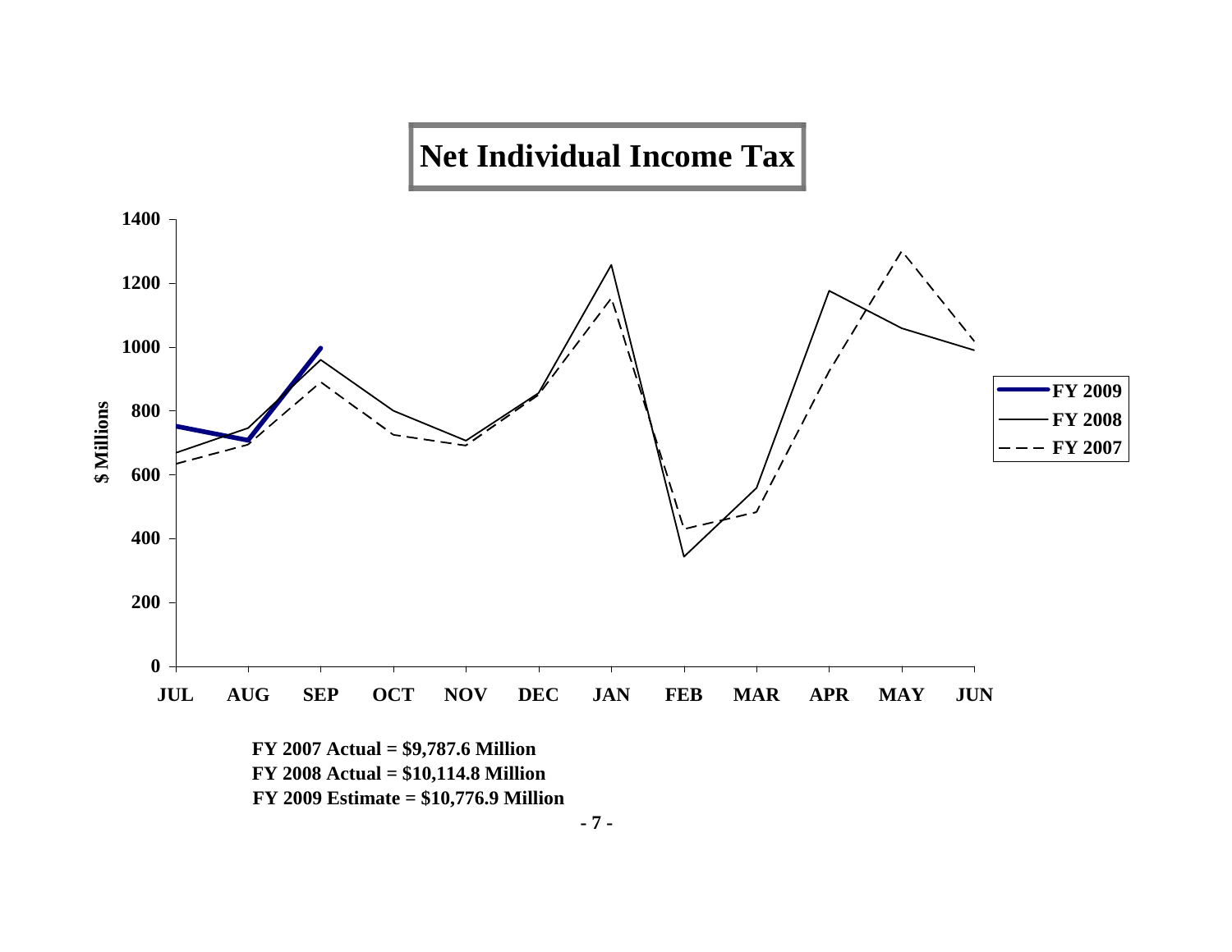# Net Individual Income Tax

FY 2007 Actual = $9,787.6 Million
FY 2008 Actual = $10,114.8 Million
FY 2009 Estimate = $10,776.9 Million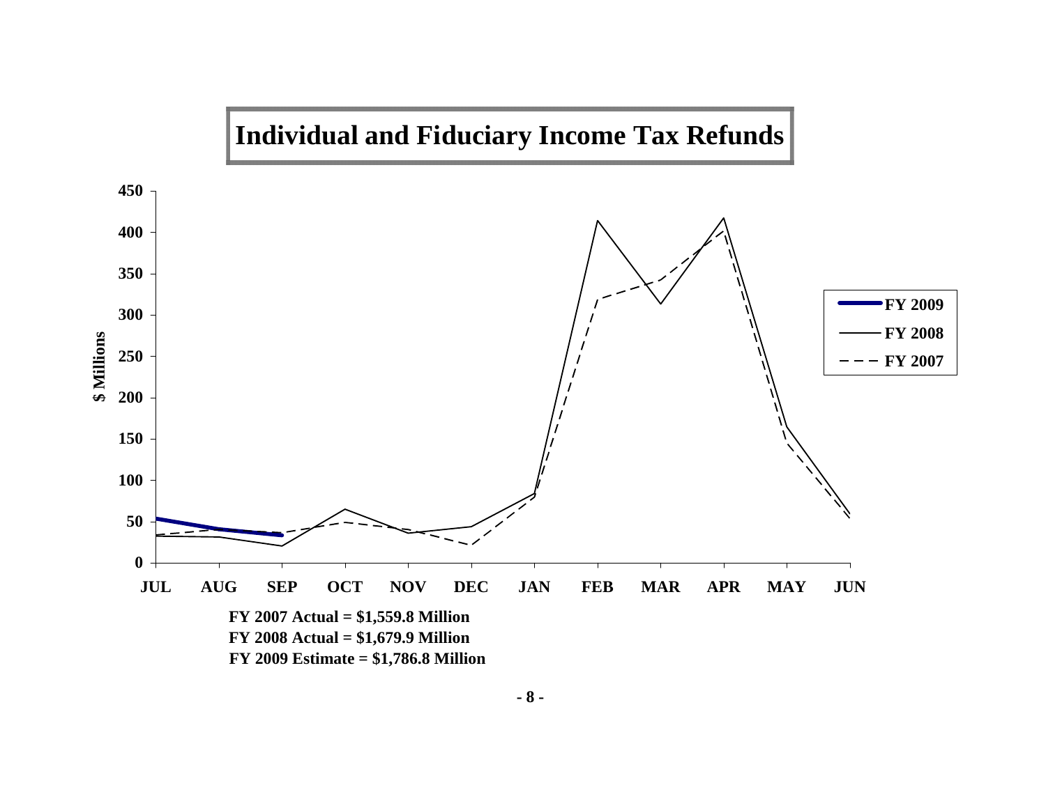# Individual and Fiduciary Income Tax Refunds

**FY 2007 Actual = $1,559.8 Million**
**FY 2008 Actual = $1,679.9 Million**
**FY 2009 Estimate = $1,786.8 Million**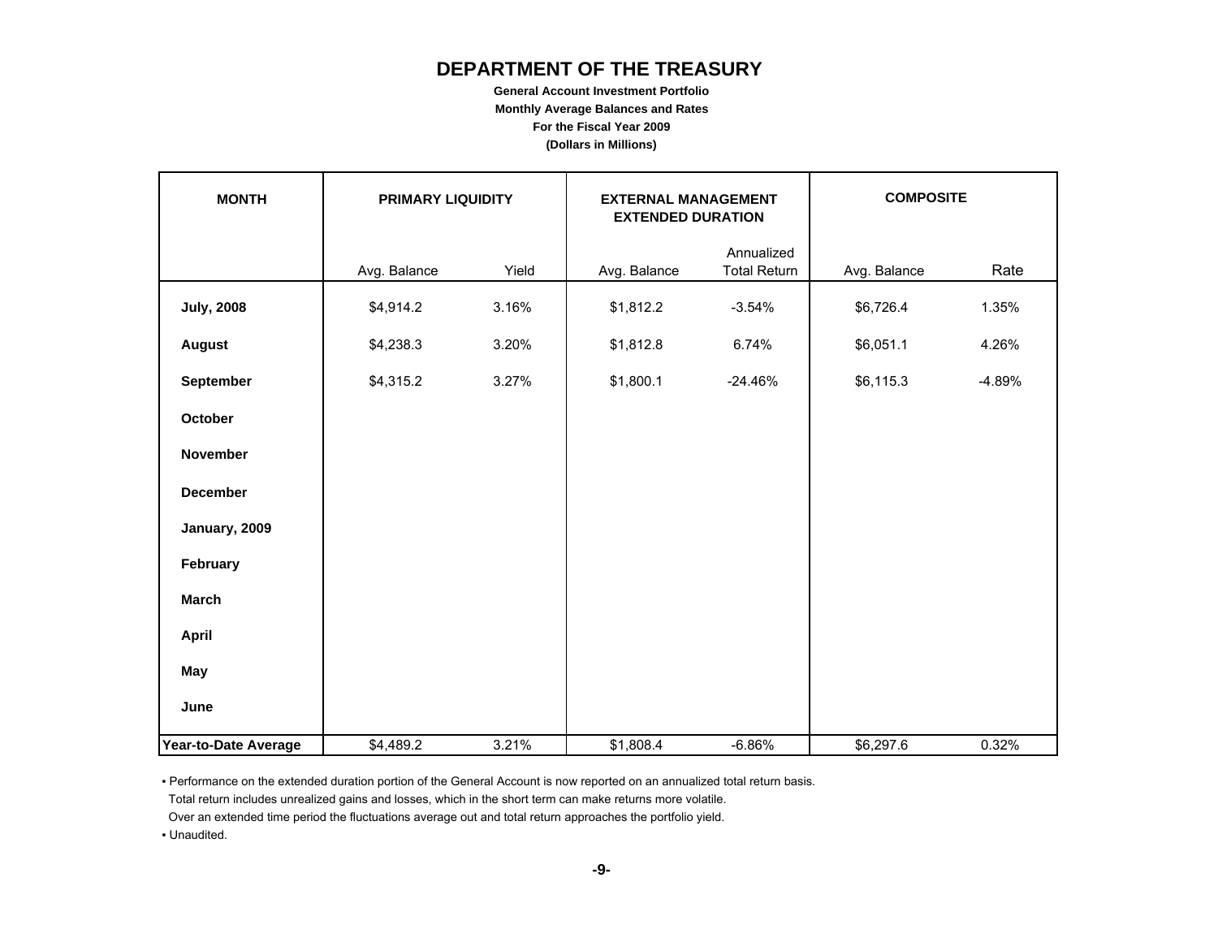# DEPARTMENT OF THE TREASURY

**General Account Investment Portfolio**

**Monthly Average Balances and Rates**

**For the Fiscal Year 2009**

**(Dollars in Millions)**

| MONTH | PRIMARY LIQUIDITY | | EXTERNAL MANAGEMENT EXTENDED DURATION | | COMPOSITE | |
|---|---|---|---|---|---|---|
| | Avg. Balance | Yield | Avg. Balance | Annualized Total Return | Avg. Balance | Rate |
| **July, 2008** | $4,914.2 | 3.16% | $1,812.2 | -3.54% | $6,726.4 | 1.35% |
| **August** | $4,238.3 | 3.20% | $1,812.8 | 6.74% | $6,051.1 | 4.26% |
| **September** | $4,315.2 | 3.27% | $1,800.1 | -24.46% | $6,115.3 | -4.89% |
| **October** | | | | | | |
| **November** | | | | | | |
| **December** | | | | | | |
| **January, 2009** | | | | | | |
| **February** | | | | | | |
| **March** | | | | | | |
| **April** | | | | | | |
| **May** | | | | | | |
| **June** | | | | | | |
| **Year-to-Date Average** | $4,489.2 | 3.21% | $1,808.4 | -6.86% | $6,297.6 | 0.32% |

- Performance on the extended duration portion of the General Account is now reported on an annualized total return basis.
  Total return includes unrealized gains and losses, which in the short term can make returns more volatile.
  Over an extended time period the fluctuations average out and total return approaches the portfolio yield.
- Unaudited.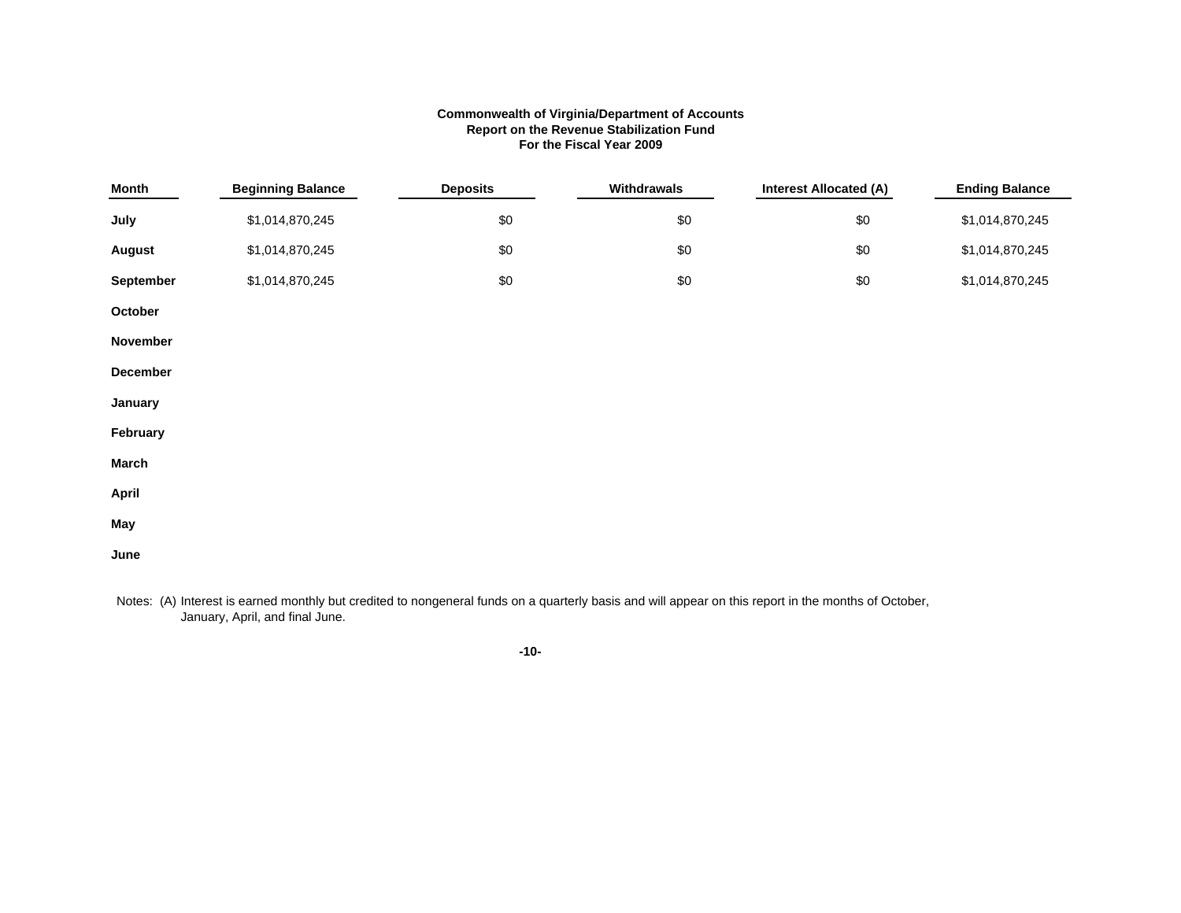**Commonwealth of Virginia/Department of Accounts**
**Report on the Revenue Stabilization Fund**
**For the Fiscal Year 2009**

| Month | Beginning Balance | Deposits | Withdrawals | Interest Allocated (A) | Ending Balance |
|---|---|---|---|---|---|
| **July** | $1,014,870,245 | $0 | $0 | $0 | $1,014,870,245 |
| **August** | $1,014,870,245 | $0 | $0 | $0 | $1,014,870,245 |
| **September** | $1,014,870,245 | $0 | $0 | $0 | $1,014,870,245 |
| **October** | | | | | |
| **November** | | | | | |
| **December** | | | | | |
| **January** | | | | | |
| **February** | | | | | |
| **March** | | | | | |
| **April** | | | | | |
| **May** | | | | | |
| **June** | | | | | |

Notes: (A) Interest is earned monthly but credited to nongeneral funds on a quarterly basis and will appear on this report in the months of October, January, April, and final June.